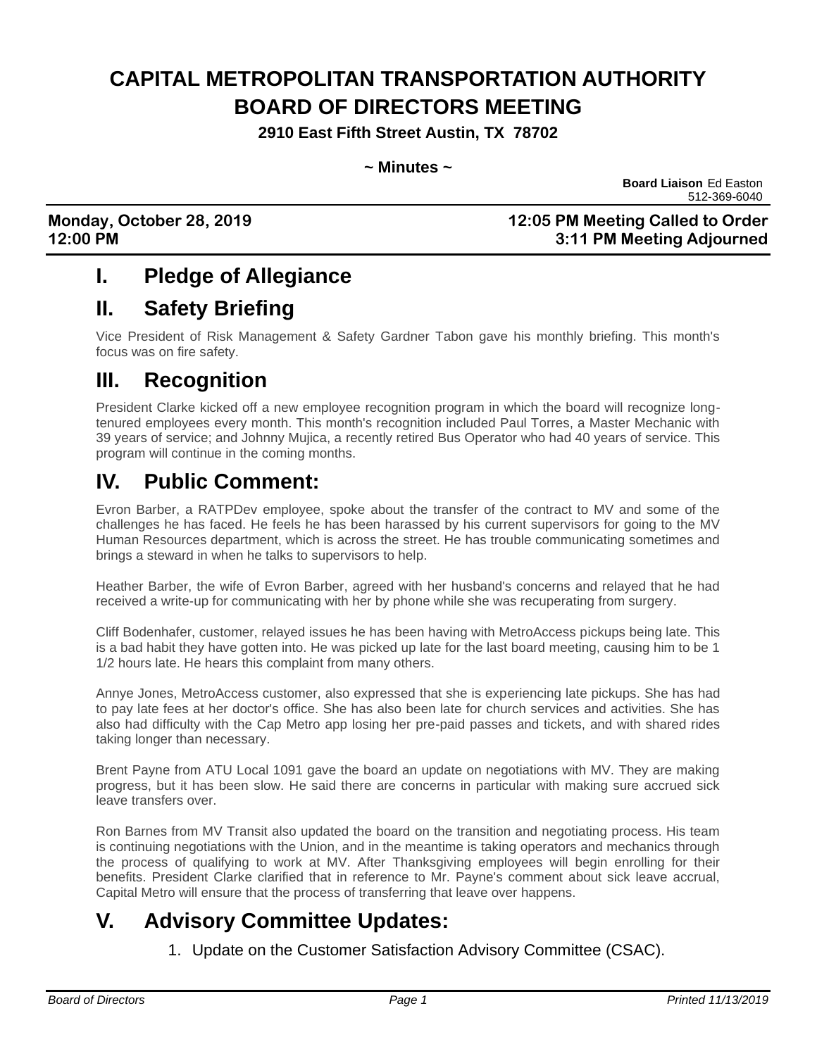# CAPITAL METROPOLITAN TRANSPORTATION AUTHORITY BOARD OF DIRECTORS MEETING

**2910 East Fifth Street Austin, TX 78702**

**~ Minutes ~**

**Board Liaison** Ed Easton
512-369-6040

**Monday, October 28, 2019**
**12:00 PM**

**12:05 PM Meeting Called to Order**
**3:11 PM Meeting Adjourned**

## I. Pledge of Allegiance

## II. Safety Briefing

Vice President of Risk Management & Safety Gardner Tabon gave his monthly briefing. This month's focus was on fire safety.

## III. Recognition

President Clarke kicked off a new employee recognition program in which the board will recognize long-tenured employees every month. This month's recognition included Paul Torres, a Master Mechanic with 39 years of service; and Johnny Mujica, a recently retired Bus Operator who had 40 years of service. This program will continue in the coming months.

## IV. Public Comment:

Evron Barber, a RATPDev employee, spoke about the transfer of the contract to MV and some of the challenges he has faced. He feels he has been harassed by his current supervisors for going to the MV Human Resources department, which is across the street. He has trouble communicating sometimes and brings a steward in when he talks to supervisors to help.

Heather Barber, the wife of Evron Barber, agreed with her husband's concerns and relayed that he had received a write-up for communicating with her by phone while she was recuperating from surgery.

Cliff Bodenhafer, customer, relayed issues he has been having with MetroAccess pickups being late. This is a bad habit they have gotten into. He was picked up late for the last board meeting, causing him to be 1 1/2 hours late. He hears this complaint from many others.

Annye Jones, MetroAccess customer, also expressed that she is experiencing late pickups. She has had to pay late fees at her doctor's office. She has also been late for church services and activities. She has also had difficulty with the Cap Metro app losing her pre-paid passes and tickets, and with shared rides taking longer than necessary.

Brent Payne from ATU Local 1091 gave the board an update on negotiations with MV. They are making progress, but it has been slow. He said there are concerns in particular with making sure accrued sick leave transfers over.

Ron Barnes from MV Transit also updated the board on the transition and negotiating process. His team is continuing negotiations with the Union, and in the meantime is taking operators and mechanics through the process of qualifying to work at MV. After Thanksgiving employees will begin enrolling for their benefits. President Clarke clarified that in reference to Mr. Payne's comment about sick leave accrual, Capital Metro will ensure that the process of transferring that leave over happens.

## V. Advisory Committee Updates:

1. Update on the Customer Satisfaction Advisory Committee (CSAC).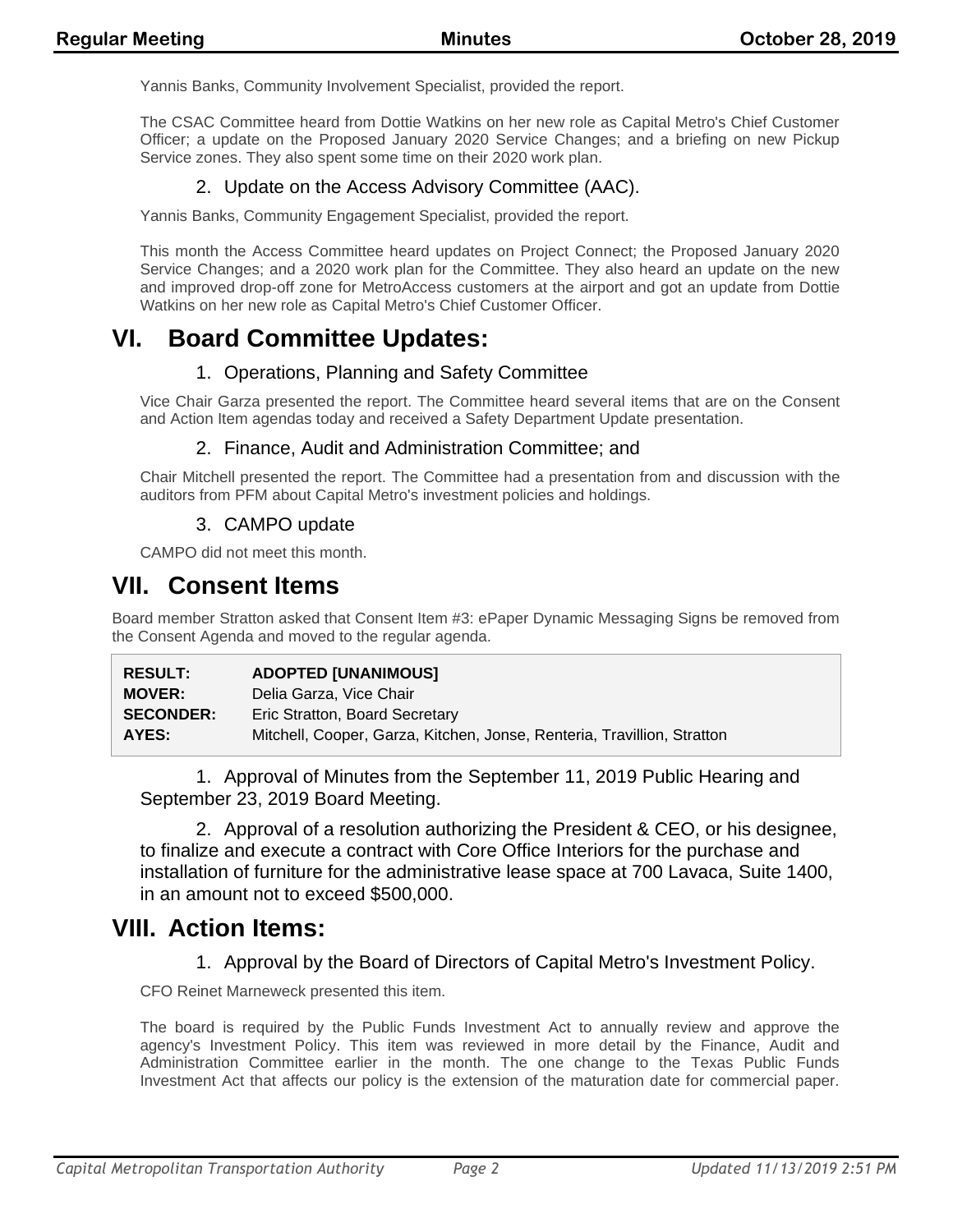Yannis Banks, Community Involvement Specialist, provided the report.

The CSAC Committee heard from Dottie Watkins on her new role as Capital Metro's Chief Customer Officer; a update on the Proposed January 2020 Service Changes; and a briefing on new Pickup Service zones. They also spent some time on their 2020 work plan.

### 2. Update on the Access Advisory Committee (AAC).

Yannis Banks, Community Engagement Specialist, provided the report.

This month the Access Committee heard updates on Project Connect; the Proposed January 2020 Service Changes; and a 2020 work plan for the Committee. They also heard an update on the new and improved drop-off zone for MetroAccess customers at the airport and got an update from Dottie Watkins on her new role as Capital Metro's Chief Customer Officer.

## VI. Board Committee Updates:

### 1. Operations, Planning and Safety Committee

Vice Chair Garza presented the report. The Committee heard several items that are on the Consent and Action Item agendas today and received a Safety Department Update presentation.

### 2. Finance, Audit and Administration Committee; and

Chair Mitchell presented the report. The Committee had a presentation from and discussion with the auditors from PFM about Capital Metro's investment policies and holdings.

### 3. CAMPO update

CAMPO did not meet this month.

## VII. Consent Items

Board member Stratton asked that Consent Item #3: ePaper Dynamic Messaging Signs be removed from the Consent Agenda and moved to the regular agenda.

| | |
|---|---|
| **RESULT:** | **ADOPTED [UNANIMOUS]** |
| **MOVER:** | Delia Garza, Vice Chair |
| **SECONDER:** | Eric Stratton, Board Secretary |
| **AYES:** | Mitchell, Cooper, Garza, Kitchen, Jonse, Renteria, Travillion, Stratton |

1. Approval of Minutes from the September 11, 2019 Public Hearing and September 23, 2019 Board Meeting.

2. Approval of a resolution authorizing the President & CEO, or his designee, to finalize and execute a contract with Core Office Interiors for the purchase and installation of furniture for the administrative lease space at 700 Lavaca, Suite 1400, in an amount not to exceed $500,000.

## VIII. Action Items:

### 1. Approval by the Board of Directors of Capital Metro's Investment Policy.

CFO Reinet Marneweck presented this item.

The board is required by the Public Funds Investment Act to annually review and approve the agency's Investment Policy. This item was reviewed in more detail by the Finance, Audit and Administration Committee earlier in the month. The one change to the Texas Public Funds Investment Act that affects our policy is the extension of the maturation date for commercial paper.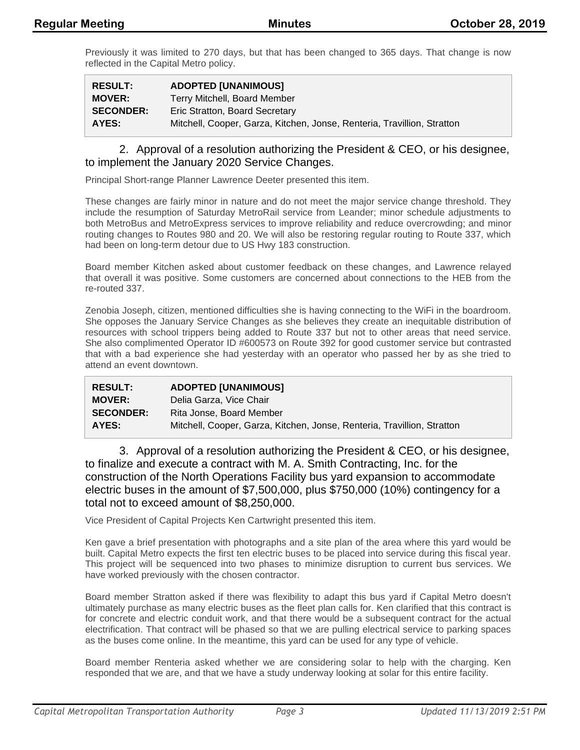Previously it was limited to 270 days, but that has been changed to 365 days. That change is now reflected in the Capital Metro policy.

| | |
|---|---|
| **RESULT:** | **ADOPTED [UNANIMOUS]** |
| **MOVER:** | Terry Mitchell, Board Member |
| **SECONDER:** | Eric Stratton, Board Secretary |
| **AYES:** | Mitchell, Cooper, Garza, Kitchen, Jonse, Renteria, Travillion, Stratton |

### 2. Approval of a resolution authorizing the President & CEO, or his designee, to implement the January 2020 Service Changes.

Principal Short-range Planner Lawrence Deeter presented this item.

These changes are fairly minor in nature and do not meet the major service change threshold. They include the resumption of Saturday MetroRail service from Leander; minor schedule adjustments to both MetroBus and MetroExpress services to improve reliability and reduce overcrowding; and minor routing changes to Routes 980 and 20. We will also be restoring regular routing to Route 337, which had been on long-term detour due to US Hwy 183 construction.

Board member Kitchen asked about customer feedback on these changes, and Lawrence relayed that overall it was positive. Some customers are concerned about connections to the HEB from the re-routed 337.

Zenobia Joseph, citizen, mentioned difficulties she is having connecting to the WiFi in the boardroom. She opposes the January Service Changes as she believes they create an inequitable distribution of resources with school trippers being added to Route 337 but not to other areas that need service. She also complimented Operator ID #600573 on Route 392 for good customer service but contrasted that with a bad experience she had yesterday with an operator who passed her by as she tried to attend an event downtown.

| | |
|---|---|
| **RESULT:** | **ADOPTED [UNANIMOUS]** |
| **MOVER:** | Delia Garza, Vice Chair |
| **SECONDER:** | Rita Jonse, Board Member |
| **AYES:** | Mitchell, Cooper, Garza, Kitchen, Jonse, Renteria, Travillion, Stratton |

### 3. Approval of a resolution authorizing the President & CEO, or his designee, to finalize and execute a contract with M. A. Smith Contracting, Inc. for the construction of the North Operations Facility bus yard expansion to accommodate electric buses in the amount of $7,500,000, plus $750,000 (10%) contingency for a total not to exceed amount of $8,250,000.

Vice President of Capital Projects Ken Cartwright presented this item.

Ken gave a brief presentation with photographs and a site plan of the area where this yard would be built. Capital Metro expects the first ten electric buses to be placed into service during this fiscal year. This project will be sequenced into two phases to minimize disruption to current bus services. We have worked previously with the chosen contractor.

Board member Stratton asked if there was flexibility to adapt this bus yard if Capital Metro doesn't ultimately purchase as many electric buses as the fleet plan calls for. Ken clarified that this contract is for concrete and electric conduit work, and that there would be a subsequent contract for the actual electrification. That contract will be phased so that we are pulling electrical service to parking spaces as the buses come online. In the meantime, this yard can be used for any type of vehicle.

Board member Renteria asked whether we are considering solar to help with the charging. Ken responded that we are, and that we have a study underway looking at solar for this entire facility.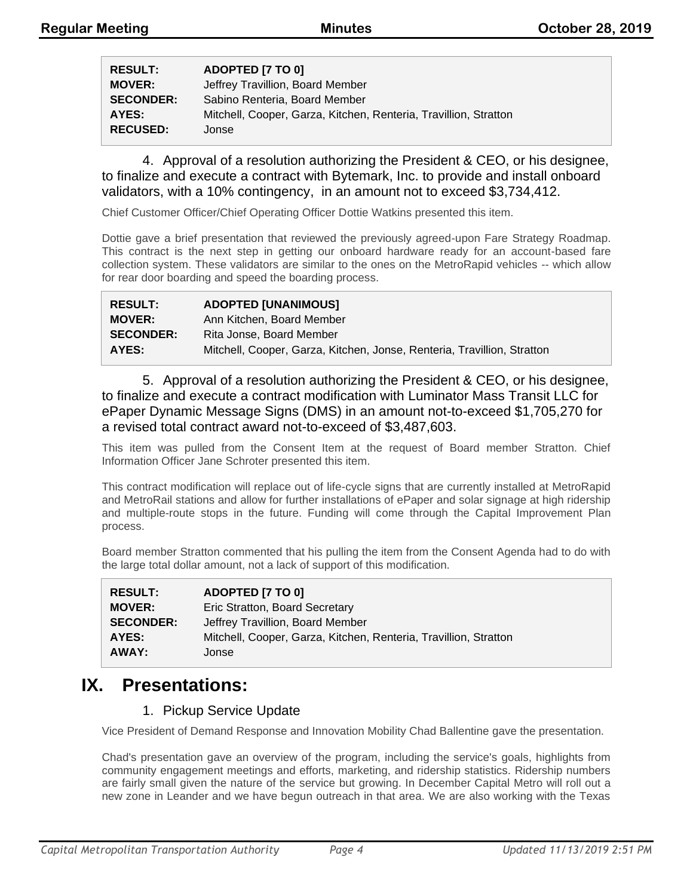| | |
|---|---|
| **RESULT:** | **ADOPTED [7 TO 0]** |
| **MOVER:** | Jeffrey Travillion, Board Member |
| **SECONDER:** | Sabino Renteria, Board Member |
| **AYES:** | Mitchell, Cooper, Garza, Kitchen, Renteria, Travillion, Stratton |
| **RECUSED:** | Jonse |

4. Approval of a resolution authorizing the President & CEO, or his designee, to finalize and execute a contract with Bytemark, Inc. to provide and install onboard validators, with a 10% contingency, in an amount not to exceed $3,734,412.

Chief Customer Officer/Chief Operating Officer Dottie Watkins presented this item.

Dottie gave a brief presentation that reviewed the previously agreed-upon Fare Strategy Roadmap. This contract is the next step in getting our onboard hardware ready for an account-based fare collection system. These validators are similar to the ones on the MetroRapid vehicles -- which allow for rear door boarding and speed the boarding process.

| | |
|---|---|
| **RESULT:** | **ADOPTED [UNANIMOUS]** |
| **MOVER:** | Ann Kitchen, Board Member |
| **SECONDER:** | Rita Jonse, Board Member |
| **AYES:** | Mitchell, Cooper, Garza, Kitchen, Jonse, Renteria, Travillion, Stratton |

5. Approval of a resolution authorizing the President & CEO, or his designee, to finalize and execute a contract modification with Luminator Mass Transit LLC for ePaper Dynamic Message Signs (DMS) in an amount not-to-exceed $1,705,270 for a revised total contract award not-to-exceed of $3,487,603.

This item was pulled from the Consent Item at the request of Board member Stratton. Chief Information Officer Jane Schroter presented this item.

This contract modification will replace out of life-cycle signs that are currently installed at MetroRapid and MetroRail stations and allow for further installations of ePaper and solar signage at high ridership and multiple-route stops in the future. Funding will come through the Capital Improvement Plan process.

Board member Stratton commented that his pulling the item from the Consent Agenda had to do with the large total dollar amount, not a lack of support of this modification.

| | |
|---|---|
| **RESULT:** | **ADOPTED [7 TO 0]** |
| **MOVER:** | Eric Stratton, Board Secretary |
| **SECONDER:** | Jeffrey Travillion, Board Member |
| **AYES:** | Mitchell, Cooper, Garza, Kitchen, Renteria, Travillion, Stratton |
| **AWAY:** | Jonse |

# IX. Presentations:

1. Pickup Service Update

Vice President of Demand Response and Innovation Mobility Chad Ballentine gave the presentation.

Chad's presentation gave an overview of the program, including the service's goals, highlights from community engagement meetings and efforts, marketing, and ridership statistics. Ridership numbers are fairly small given the nature of the service but growing. In December Capital Metro will roll out a new zone in Leander and we have begun outreach in that area. We are also working with the Texas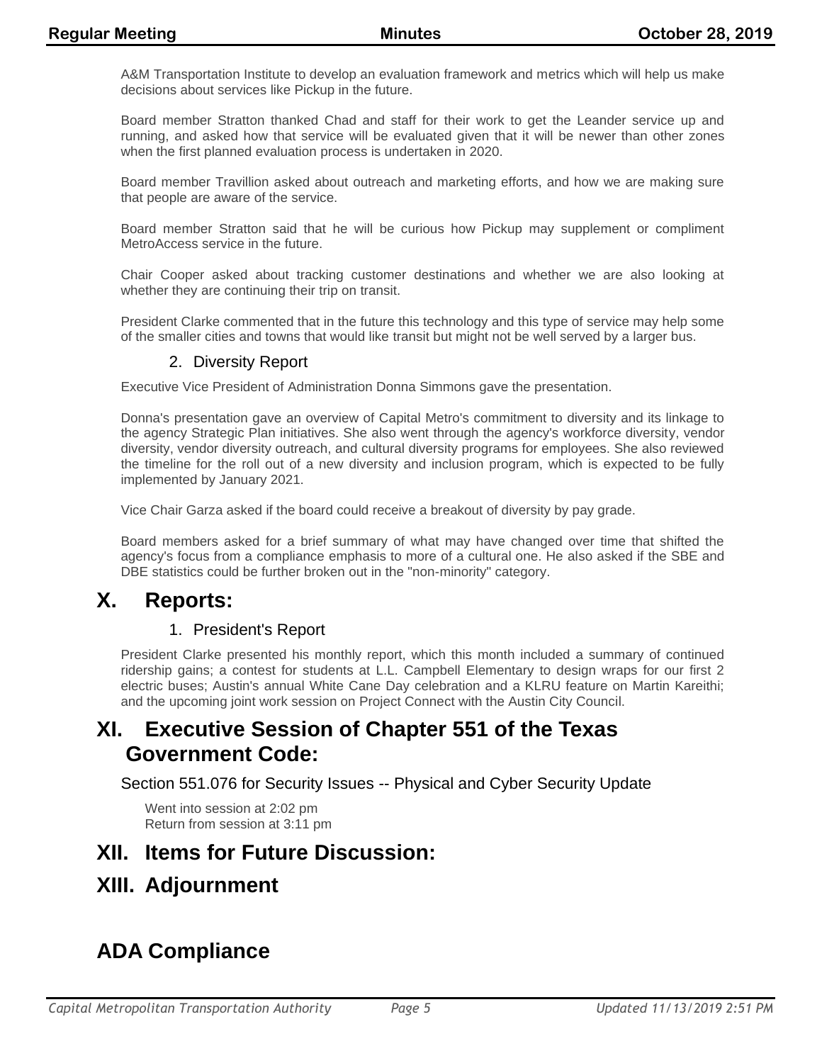A&M Transportation Institute to develop an evaluation framework and metrics which will help us make decisions about services like Pickup in the future.

Board member Stratton thanked Chad and staff for their work to get the Leander service up and running, and asked how that service will be evaluated given that it will be newer than other zones when the first planned evaluation process is undertaken in 2020.

Board member Travillion asked about outreach and marketing efforts, and how we are making sure that people are aware of the service.

Board member Stratton said that he will be curious how Pickup may supplement or compliment MetroAccess service in the future.

Chair Cooper asked about tracking customer destinations and whether we are also looking at whether they are continuing their trip on transit.

President Clarke commented that in the future this technology and this type of service may help some of the smaller cities and towns that would like transit but might not be well served by a larger bus.

### 2. Diversity Report

Executive Vice President of Administration Donna Simmons gave the presentation.

Donna's presentation gave an overview of Capital Metro's commitment to diversity and its linkage to the agency Strategic Plan initiatives. She also went through the agency's workforce diversity, vendor diversity, vendor diversity outreach, and cultural diversity programs for employees. She also reviewed the timeline for the roll out of a new diversity and inclusion program, which is expected to be fully implemented by January 2021.

Vice Chair Garza asked if the board could receive a breakout of diversity by pay grade.

Board members asked for a brief summary of what may have changed over time that shifted the agency's focus from a compliance emphasis to more of a cultural one. He also asked if the SBE and DBE statistics could be further broken out in the "non-minority" category.

## X. Reports:

### 1. President's Report

President Clarke presented his monthly report, which this month included a summary of continued ridership gains; a contest for students at L.L. Campbell Elementary to design wraps for our first 2 electric buses; Austin's annual White Cane Day celebration and a KLRU feature on Martin Kareithi; and the upcoming joint work session on Project Connect with the Austin City Council.

## XI. Executive Session of Chapter 551 of the Texas Government Code:

Section 551.076 for Security Issues -- Physical and Cyber Security Update

Went into session at 2:02 pm
Return from session at 3:11 pm

## XII. Items for Future Discussion:

## XIII. Adjournment

## ADA Compliance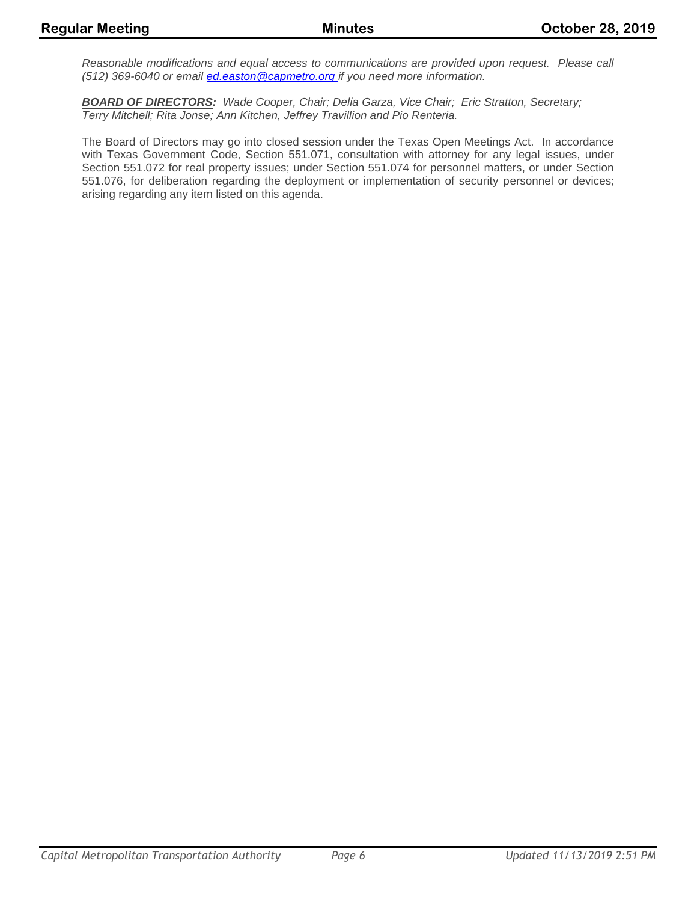*Reasonable modifications and equal access to communications are provided upon request. Please call (512) 369-6040 or email [ed.easton@capmetro.org](mailto:ed.easton@capmetro.org) if you need more information.*

***BOARD OF DIRECTORS:*** *Wade Cooper, Chair; Delia Garza, Vice Chair; Eric Stratton, Secretary; Terry Mitchell; Rita Jonse; Ann Kitchen, Jeffrey Travillion and Pio Renteria.*

The Board of Directors may go into closed session under the Texas Open Meetings Act. In accordance with Texas Government Code, Section 551.071, consultation with attorney for any legal issues, under Section 551.072 for real property issues; under Section 551.074 for personnel matters, or under Section 551.076, for deliberation regarding the deployment or implementation of security personnel or devices; arising regarding any item listed on this agenda.